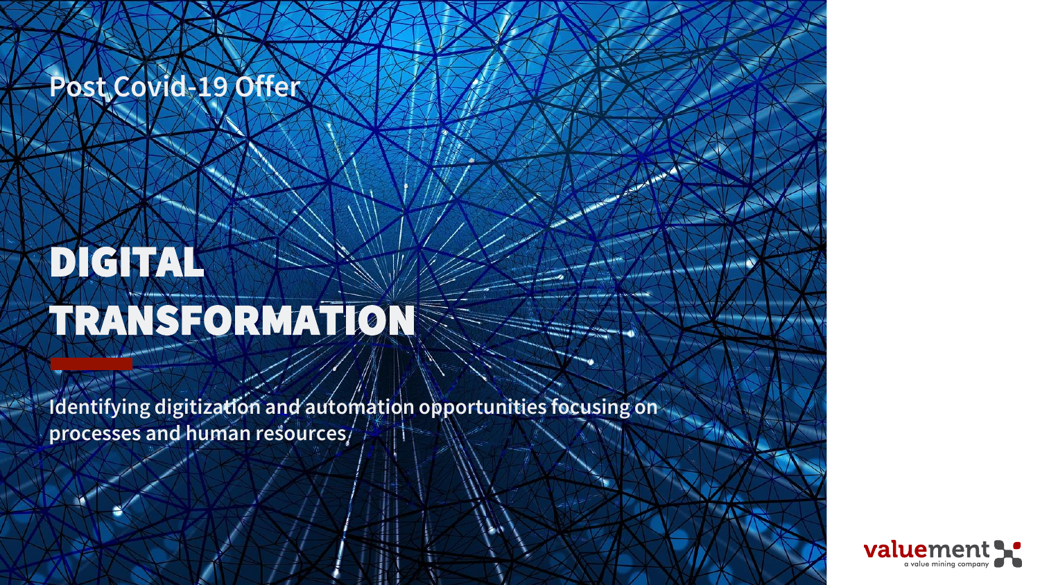Post Covid-19 Offer

# DIGITAL TRANSFORMATION

**Identifying digitization and automation opportunities focusing on processes and human resources.**

valuement
a value mining company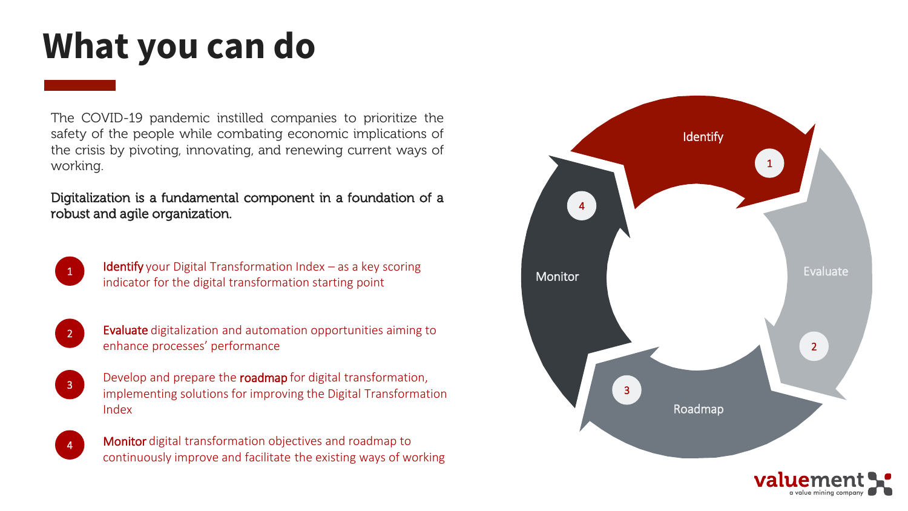# What you can do

The COVID-19 pandemic instilled companies to prioritize the safety of the people while combating economic implications of the crisis by pivoting, innovating, and renewing current ways of working.

Digitalization is a fundamental component in a foundation of a robust and agile organization.

1. **Identify** your Digital Transformation Index – as a key scoring indicator for the digital transformation starting point
2. **Evaluate** digitalization and automation opportunities aiming to enhance processes' performance
3. Develop and prepare the **roadmap** for digital transformation, implementing solutions for improving the Digital Transformation Index
4. **Monitor** digital transformation objectives and roadmap to continuously improve and facilitate the existing ways of working

Identify 1

Evaluate 2

Roadmap 3

Monitor 4

valuement
a value mining company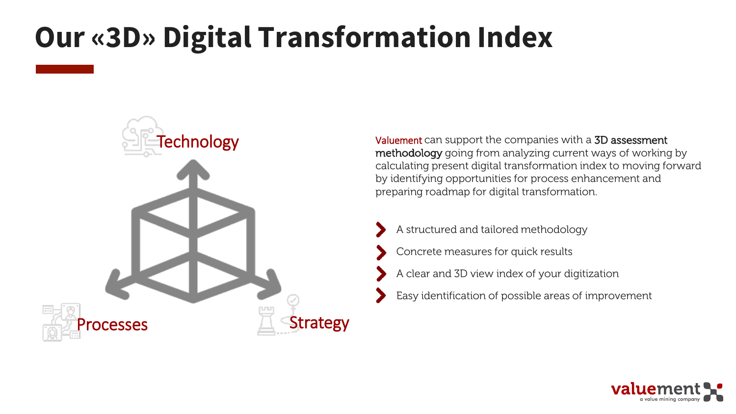# Our «3D» Digital Transformation Index

Technology

Processes

Strategy

Valuement can support the companies with a **3D assessment methodology** going from analyzing current ways of working by calculating present digital transformation index to moving forward by identifying opportunities for process enhancement and preparing roadmap for digital transformation.

- A structured and tailored methodology
- Concrete measures for quick results
- A clear and 3D view index of your digitization
- Easy identification of possible areas of improvement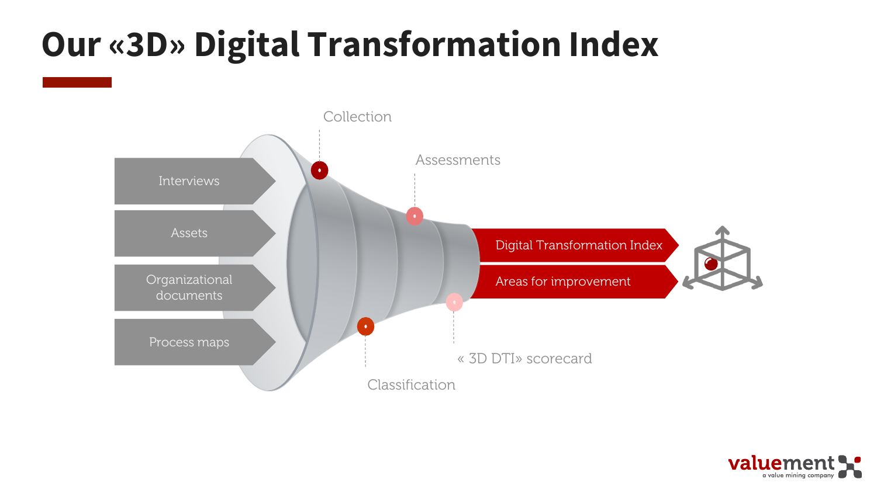# Our «3D» Digital Transformation Index

- Interviews
- Assets
- Organizational documents
- Process maps

Collection

Assessments

Classification

« 3D DTI» scorecard

- Digital Transformation Index
- Areas for improvement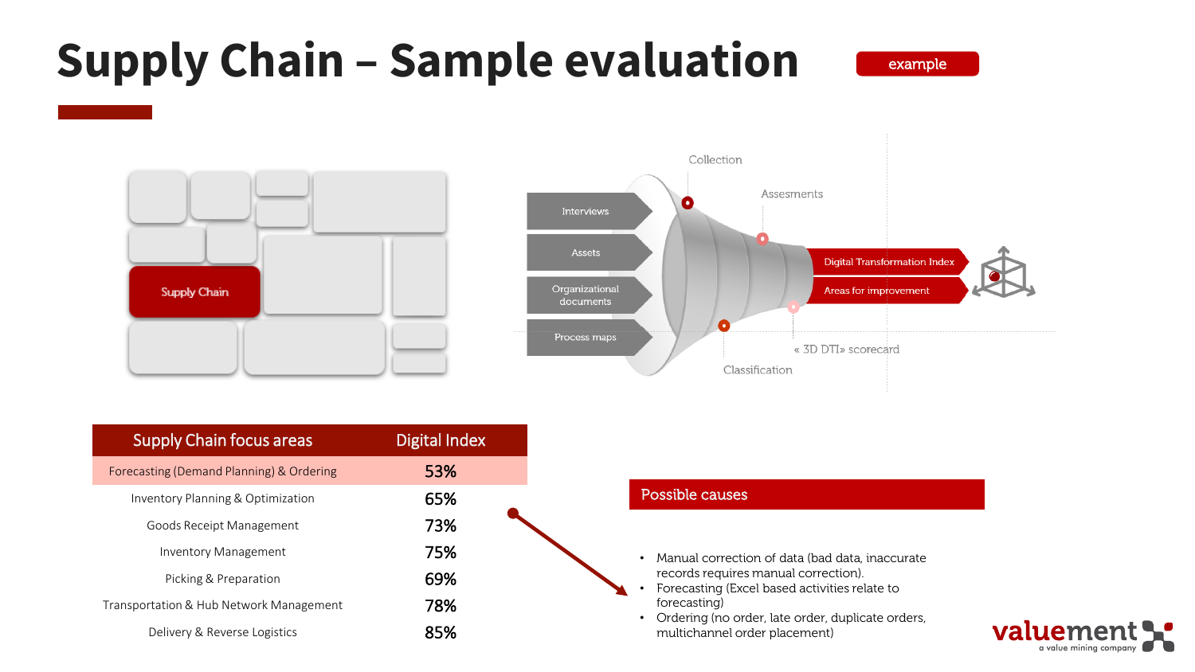# Supply Chain – Sample evaluation

example

Supply Chain

Collection

Assesments

Interviews

Assets

Organizational documents

Process maps

Digital Transformation Index

Areas for improvement

« 3D DTI» scorecard

Classification

| Supply Chain focus areas | Digital Index |
|---|---|
| Forecasting (Demand Planning) & Ordering | 53% |
| Inventory Planning & Optimization | 65% |
| Goods Receipt Management | 73% |
| Inventory Management | 75% |
| Picking & Preparation | 69% |
| Transportation & Hub Network Management | 78% |
| Delivery & Reverse Logistics | 85% |

## Possible causes

- Manual correction of data (bad data, inaccurate records requires manual correction).
- Forecasting (Excel based activities relate to forecasting)
- Ordering (no order, late order, duplicate orders, multichannel order placement)